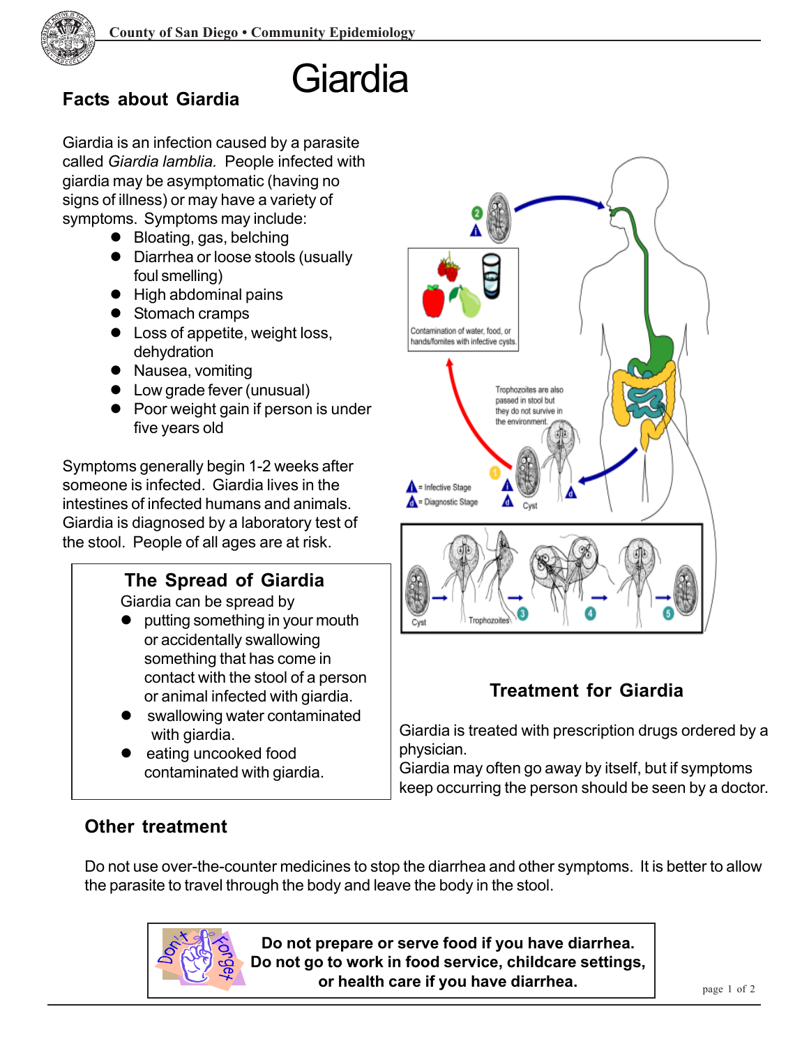# Giardia

## Facts about Giardia

Giardia is an infection caused by a parasite called *Giardia lamblia.* People infected with giardia may be asymptomatic (having no signs of illness) or may have a variety of symptoms. Symptoms may include:

- Bloating, gas, belching
- Diarrhea or loose stools (usually foul smelling)
- High abdominal pains
- Stomach cramps
- Loss of appetite, weight loss, dehydration
- Nausea, vomiting
- Low grade fever (unusual)
- Poor weight gain if person is under five years old

Symptoms generally begin 1-2 weeks after someone is infected. Giardia lives in the intestines of infected humans and animals. Giardia is diagnosed by a laboratory test of the stool. People of all ages are at risk.

## The Spread of Giardia

Giardia can be spread by

- putting something in your mouth or accidentally swallowing something that has come in contact with the stool of a person or animal infected with giardia.
- swallowing water contaminated with giardia.
- eating uncooked food contaminated with giardia.

Contamination of water, food, or hands/fomites with infective cysts.

Trophozoites are also passed in stool but they do not survive in the environment.

= Infective Stage

= Diagnostic Stage

Cyst

Cyst

Trophozoites

## Treatment for Giardia

Giardia is treated with prescription drugs ordered by a physician.

Giardia may often go away by itself, but if symptoms keep occurring the person should be seen by a doctor.

## Other treatment

Do not use over-the-counter medicines to stop the diarrhea and other symptoms. It is better to allow the parasite to travel through the body and leave the body in the stool.

Don't forget

**Do not prepare or serve food if you have diarrhea.**
**Do not go to work in food service, childcare settings, or health care if you have diarrhea.**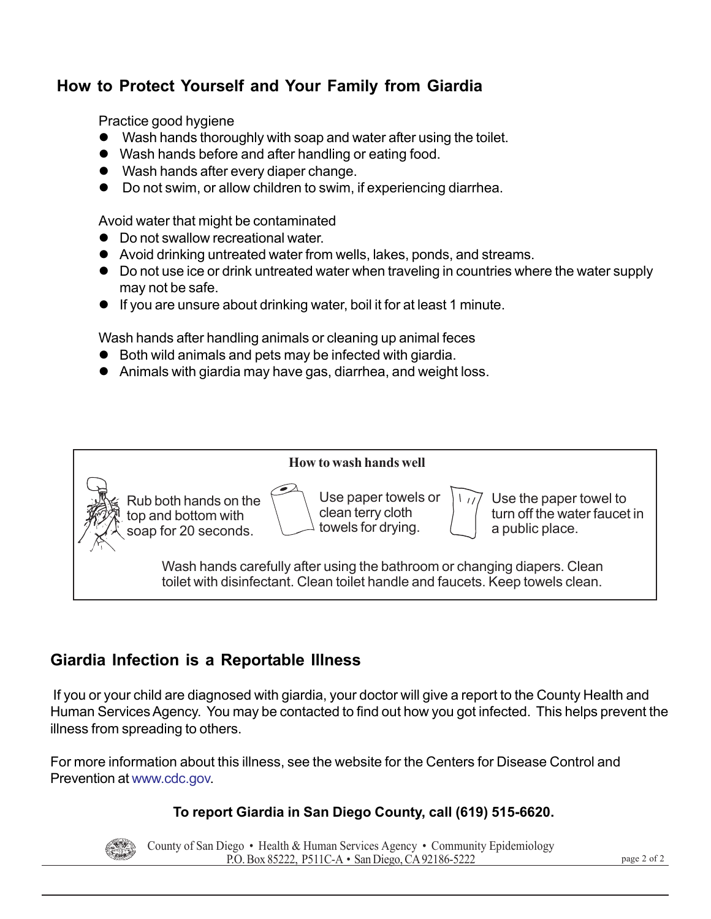## How to Protect Yourself and Your Family from Giardia

Practice good hygiene

- Wash hands thoroughly with soap and water after using the toilet.
- Wash hands before and after handling or eating food.
- Wash hands after every diaper change.
- Do not swim, or allow children to swim, if experiencing diarrhea.

Avoid water that might be contaminated

- Do not swallow recreational water.
- Avoid drinking untreated water from wells, lakes, ponds, and streams.
- Do not use ice or drink untreated water when traveling in countries where the water supply may not be safe.
- If you are unsure about drinking water, boil it for at least 1 minute.

Wash hands after handling animals or cleaning up animal feces

- Both wild animals and pets may be infected with giardia.
- Animals with giardia may have gas, diarrhea, and weight loss.

**How to wash hands well**

Rub both hands on the top and bottom with soap for 20 seconds.

Use paper towels or clean terry cloth towels for drying.

Use the paper towel to turn off the water faucet in a public place.

Wash hands carefully after using the bathroom or changing diapers. Clean toilet with disinfectant. Clean toilet handle and faucets. Keep towels clean.

## Giardia Infection is a Reportable Illness

If you or your child are diagnosed with giardia, your doctor will give a report to the County Health and Human Services Agency. You may be contacted to find out how you got infected. This helps prevent the illness from spreading to others.

For more information about this illness, see the website for the Centers for Disease Control and Prevention at www.cdc.gov.

**To report Giardia in San Diego County, call (619) 515-6620.**

County of San Diego • Health & Human Services Agency • Community Epidemiology
P.O. Box 85222, P511C-A • San Diego, CA 92186-5222